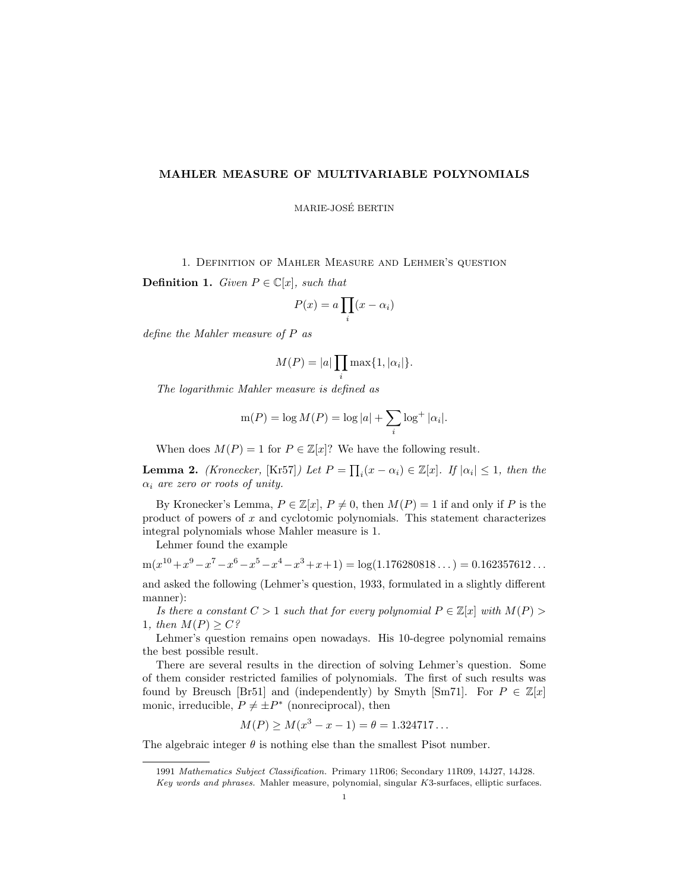# MAHLER MEASURE OF MULTIVARIABLE POLYNOMIALS

MARIE-JOSÉ BERTIN

## 1. Definition of Mahler Measure and Lehmer's question

**Definition 1.** *Given $P \in \mathbb{C}[x]$, such that*

$$P(x) = a \prod_i (x - \alpha_i)$$

*define the Mahler measure of $P$ as*

$$M(P) = |a| \prod_i \max\{1, |\alpha_i|\}.$$

*The logarithmic Mahler measure is defined as*

$$\mathrm{m}(P) = \log M(P) = \log |a| + \sum_i \log^+ |\alpha_i|.$$

When does $M(P) = 1$ for $P \in \mathbb{Z}[x]$? We have the following result.

**Lemma 2.** *(Kronecker, [Kr57]) Let $P = \prod_i (x - \alpha_i) \in \mathbb{Z}[x]$. If $|\alpha_i| \leq 1$, then the $\alpha_i$ are zero or roots of unity.*

By Kronecker's Lemma, $P \in \mathbb{Z}[x]$, $P \neq 0$, then $M(P) = 1$ if and only if $P$ is the product of powers of $x$ and cyclotomic polynomials. This statement characterizes integral polynomials whose Mahler measure is 1.

Lehmer found the example

$$\mathrm{m}(x^{10}+x^9-x^7-x^6-x^5-x^4-x^3+x+1) = \log(1.176280818\ldots) = 0.162357612\ldots$$

and asked the following (Lehmer's question, 1933, formulated in a slightly different manner):

*Is there a constant $C > 1$ such that for every polynomial $P \in \mathbb{Z}[x]$ with $M(P) > 1$, then $M(P) \geq C$?*

Lehmer's question remains open nowadays. His 10-degree polynomial remains the best possible result.

There are several results in the direction of solving Lehmer's question. Some of them consider restricted families of polynomials. The first of such results was found by Breusch [Br51] and (independently) by Smyth [Sm71]. For $P \in \mathbb{Z}[x]$ monic, irreducible, $P \neq \pm P^*$ (nonreciprocal), then

$$M(P) \geq M(x^3 - x - 1) = \theta = 1.324717\ldots$$

The algebraic integer $\theta$ is nothing else than the smallest Pisot number.

---

1991 *Mathematics Subject Classification.* Primary 11R06; Secondary 11R09, 14J27, 14J28.

*Key words and phrases.* Mahler measure, polynomial, singular $K3$-surfaces, elliptic surfaces.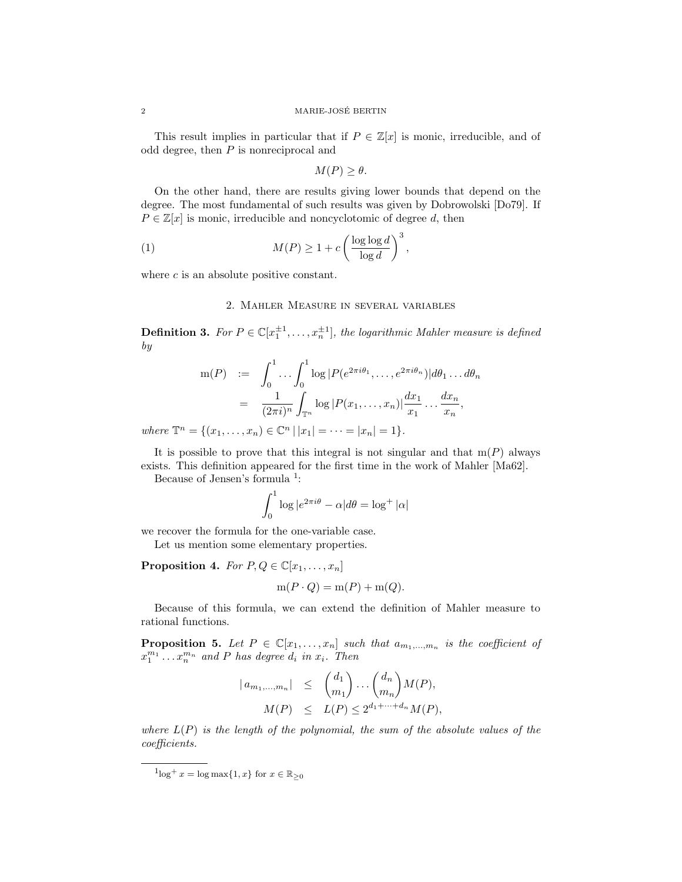This result implies in particular that if $P \in \mathbb{Z}[x]$ is monic, irreducible, and of odd degree, then $P$ is nonreciprocal and

$$M(P) \geq \theta.$$

On the other hand, there are results giving lower bounds that depend on the degree. The most fundamental of such results was given by Dobrowolski [Do79]. If $P \in \mathbb{Z}[x]$ is monic, irreducible and noncyclotomic of degree $d$, then

$$M(P) \geq 1 + c\left(\frac{\log\log d}{\log d}\right)^3, \tag{1}$$

where $c$ is an absolute positive constant.

## 2. Mahler Measure in several variables

**Definition 3.** *For $P \in \mathbb{C}[x_1^{\pm 1}, \dots, x_n^{\pm 1}]$, the logarithmic Mahler measure is defined by*

$$\begin{aligned}
\mathrm{m}(P) &:= \int_0^1 \dots \int_0^1 \log |P(e^{2\pi i\theta_1}, \dots, e^{2\pi i\theta_n})| d\theta_1 \dots d\theta_n \\
&= \frac{1}{(2\pi i)^n} \int_{\mathbb{T}^n} \log |P(x_1, \dots, x_n)| \frac{dx_1}{x_1} \dots \frac{dx_n}{x_n},
\end{aligned}$$

*where $\mathbb{T}^n = \{(x_1, \dots, x_n) \in \mathbb{C}^n \,|\, |x_1| = \dots = |x_n| = 1\}$.*

It is possible to prove that this integral is not singular and that $\mathrm{m}(P)$ always exists. This definition appeared for the first time in the work of Mahler [Ma62].

Because of Jensen's formula [1]:

$$\int_0^1 \log |e^{2\pi i\theta} - \alpha| d\theta = \log^+ |\alpha|$$

we recover the formula for the one-variable case.

Let us mention some elementary properties.

**Proposition 4.** *For $P, Q \in \mathbb{C}[x_1, \dots, x_n]$*

$$\mathrm{m}(P \cdot Q) = \mathrm{m}(P) + \mathrm{m}(Q).$$

Because of this formula, we can extend the definition of Mahler measure to rational functions.

**Proposition 5.** *Let $P \in \mathbb{C}[x_1, \dots, x_n]$ such that $a_{m_1, \dots, m_n}$ is the coefficient of $x_1^{m_1} \dots x_n^{m_n}$ and $P$ has degree $d_i$ in $x_i$. Then*

$$\begin{aligned}
|\, a_{m_1, \dots, m_n}| &\leq \binom{d_1}{m_1} \dots \binom{d_n}{m_n} M(P), \\
M(P) &\leq L(P) \leq 2^{d_1 + \dots + d_n} M(P),
\end{aligned}$$

*where $L(P)$ is the length of the polynomial, the sum of the absolute values of the coefficients.*

[1] $\log^+ x = \log \max\{1, x\}$ for $x \in \mathbb{R}_{\geq 0}$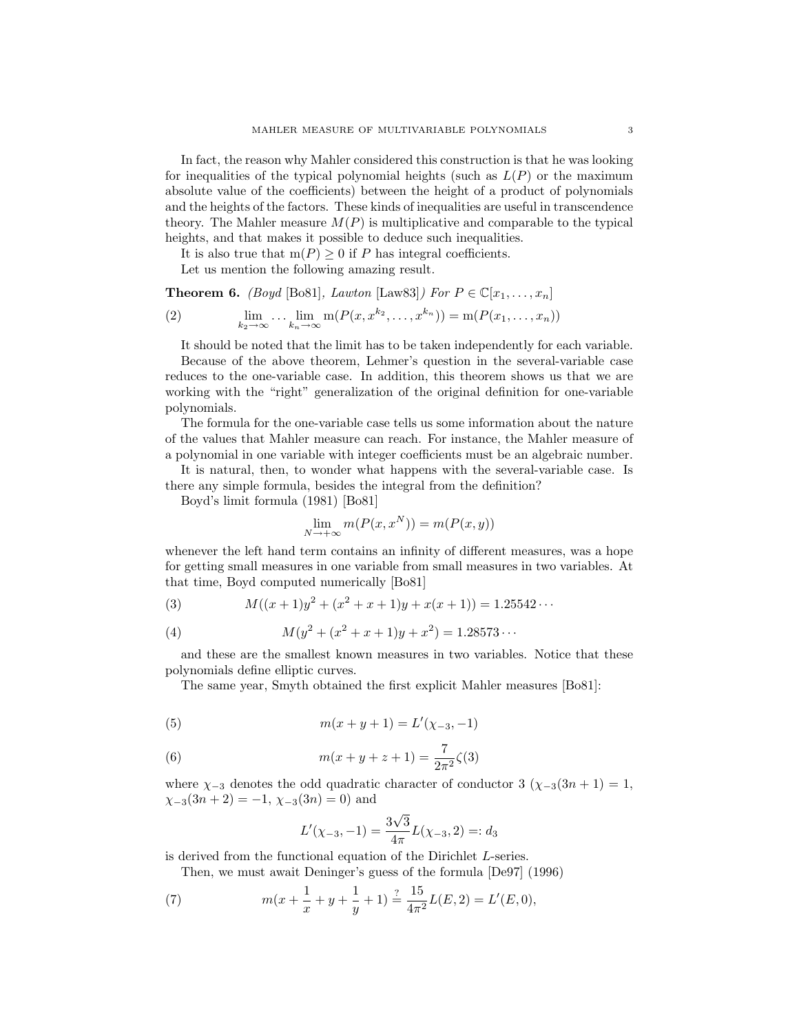In fact, the reason why Mahler considered this construction is that he was looking for inequalities of the typical polynomial heights (such as $L(P)$ or the maximum absolute value of the coefficients) between the height of a product of polynomials and the heights of the factors. These kinds of inequalities are useful in transcendence theory. The Mahler measure $M(P)$ is multiplicative and comparable to the typical heights, and that makes it possible to deduce such inequalities.

It is also true that $\mathrm{m}(P) \geq 0$ if $P$ has integral coefficients.

Let us mention the following amazing result.

**Theorem 6.** *(Boyd* [Bo81]*, Lawton* [Law83]*) For* $P \in \mathbb{C}[x_1, \ldots, x_n]$

$$\lim_{k_2 \to \infty} \cdots \lim_{k_n \to \infty} \mathrm{m}(P(x, x^{k_2}, \ldots, x^{k_n})) = \mathrm{m}(P(x_1, \ldots, x_n)) \tag{2}$$

It should be noted that the limit has to be taken independently for each variable.

Because of the above theorem, Lehmer's question in the several-variable case reduces to the one-variable case. In addition, this theorem shows us that we are working with the "right" generalization of the original definition for one-variable polynomials.

The formula for the one-variable case tells us some information about the nature of the values that Mahler measure can reach. For instance, the Mahler measure of a polynomial in one variable with integer coefficients must be an algebraic number.

It is natural, then, to wonder what happens with the several-variable case. Is there any simple formula, besides the integral from the definition?

Boyd's limit formula (1981) [Bo81]

$$\lim_{N \to +\infty} m(P(x, x^N)) = m(P(x, y))$$

whenever the left hand term contains an infinity of different measures, was a hope for getting small measures in one variable from small measures in two variables. At that time, Boyd computed numerically [Bo81]

$$M((x+1)y^2 + (x^2 + x + 1)y + x(x+1)) = 1.25542\cdots \tag{3}$$

$$M(y^2 + (x^2 + x + 1)y + x^2) = 1.28573\cdots \tag{4}$$

and these are the smallest known measures in two variables. Notice that these polynomials define elliptic curves.

The same year, Smyth obtained the first explicit Mahler measures [Bo81]:

$$m(x + y + 1) = L'(\chi_{-3}, -1) \tag{5}$$

$$m(x + y + z + 1) = \frac{7}{2\pi^2}\zeta(3) \tag{6}$$

where $\chi_{-3}$ denotes the odd quadratic character of conductor 3 ($\chi_{-3}(3n+1) = 1$, $\chi_{-3}(3n+2) = -1$, $\chi_{-3}(3n) = 0$) and

$$L'(\chi_{-3}, -1) = \frac{3\sqrt{3}}{4\pi} L(\chi_{-3}, 2) =: d_3$$

is derived from the functional equation of the Dirichlet $L$-series.

Then, we must await Deninger's guess of the formula [De97] (1996)

$$m(x + \frac{1}{x} + y + \frac{1}{y} + 1) \stackrel{?}{=} \frac{15}{4\pi^2} L(E, 2) = L'(E, 0), \tag{7}$$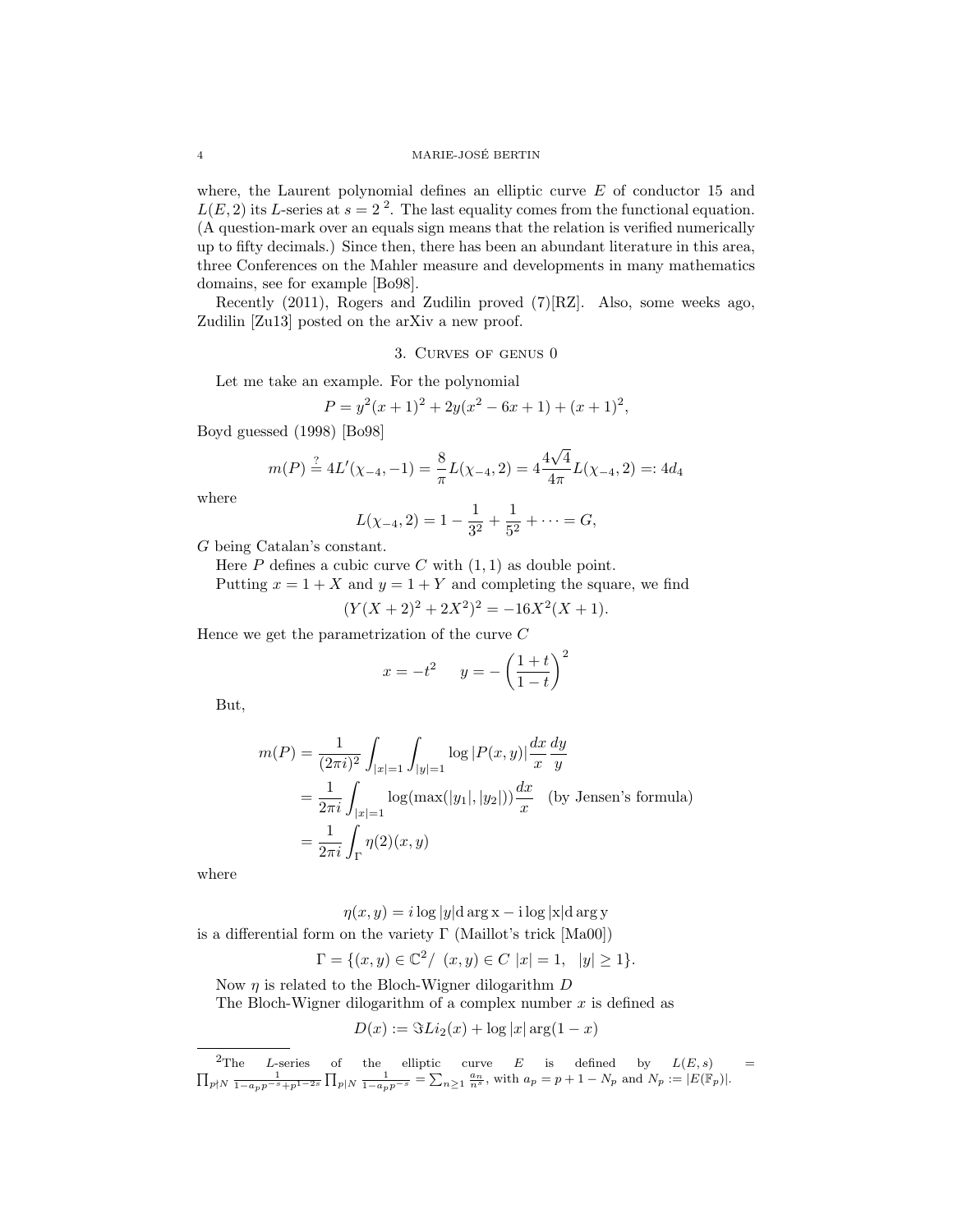where, the Laurent polynomial defines an elliptic curve $E$ of conductor 15 and $L(E, 2)$ its $L$-series at $s = 2$ [2]. The last equality comes from the functional equation. (A question-mark over an equals sign means that the relation is verified numerically up to fifty decimals.) Since then, there has been an abundant literature in this area, three Conferences on the Mahler measure and developments in many mathematics domains, see for example [Bo98].

Recently (2011), Rogers and Zudilin proved (7)[RZ]. Also, some weeks ago, Zudilin [Zu13] posted on the arXiv a new proof.

## 3. Curves of genus 0

Let me take an example. For the polynomial

$$P = y^2(x+1)^2 + 2y(x^2 - 6x + 1) + (x+1)^2,$$

Boyd guessed (1998) [Bo98]

$$m(P) \stackrel{?}{=} 4L'(\chi_{-4}, -1) = \frac{8}{\pi} L(\chi_{-4}, 2) = 4\frac{4\sqrt{4}}{4\pi} L(\chi_{-4}, 2) =: 4d_4$$

where

$$L(\chi_{-4}, 2) = 1 - \frac{1}{3^2} + \frac{1}{5^2} + \cdots = G,$$

$G$ being Catalan's constant.

Here $P$ defines a cubic curve $C$ with $(1, 1)$ as double point.

Putting $x = 1 + X$ and $y = 1 + Y$ and completing the square, we find

$$(Y(X+2)^2 + 2X^2)^2 = -16X^2(X+1).$$

Hence we get the parametrization of the curve $C$

$$x = -t^2 \qquad y = -\left(\frac{1+t}{1-t}\right)^2$$

But,

$$\begin{aligned} m(P) &= \frac{1}{(2\pi i)^2} \int_{|x|=1} \int_{|y|=1} \log |P(x,y)| \frac{dx}{x} \frac{dy}{y} \\ &= \frac{1}{2\pi i} \int_{|x|=1} \log(\max(|y_1|, |y_2|)) \frac{dx}{x} \quad \text{(by Jensen's formula)} \\ &= \frac{1}{2\pi i} \int_{\Gamma} \eta(2)(x, y) \end{aligned}$$

where

$$\eta(x, y) = i \log |y| \mathrm{d} \arg \mathrm{x} - \mathrm{i} \log |\mathrm{x}| \mathrm{d} \arg \mathrm{y}$$

is a differential form on the variety $\Gamma$ (Maillot's trick [Ma00])

$$\Gamma = \{(x, y) \in \mathbb{C}^2 / \ (x, y) \in C \ |x| = 1, \ \ |y| \geq 1\}.$$

Now $\eta$ is related to the Bloch-Wigner dilogarithm $D$

The Bloch-Wigner dilogarithm of a complex number $x$ is defined as

$$D(x) := \Im Li_2(x) + \log |x| \arg(1 - x)$$

---

[2] The $L$-series of the elliptic curve $E$ is defined by $L(E, s) = \prod_{p \nmid N} \frac{1}{1 - a_p p^{-s} + p^{1-2s}} \prod_{p | N} \frac{1}{1 - a_p p^{-s}} = \sum_{n \geq 1} \frac{a_n}{n^s}$, with $a_p = p + 1 - N_p$ and $N_p := |E(\mathbb{F}_p)|$.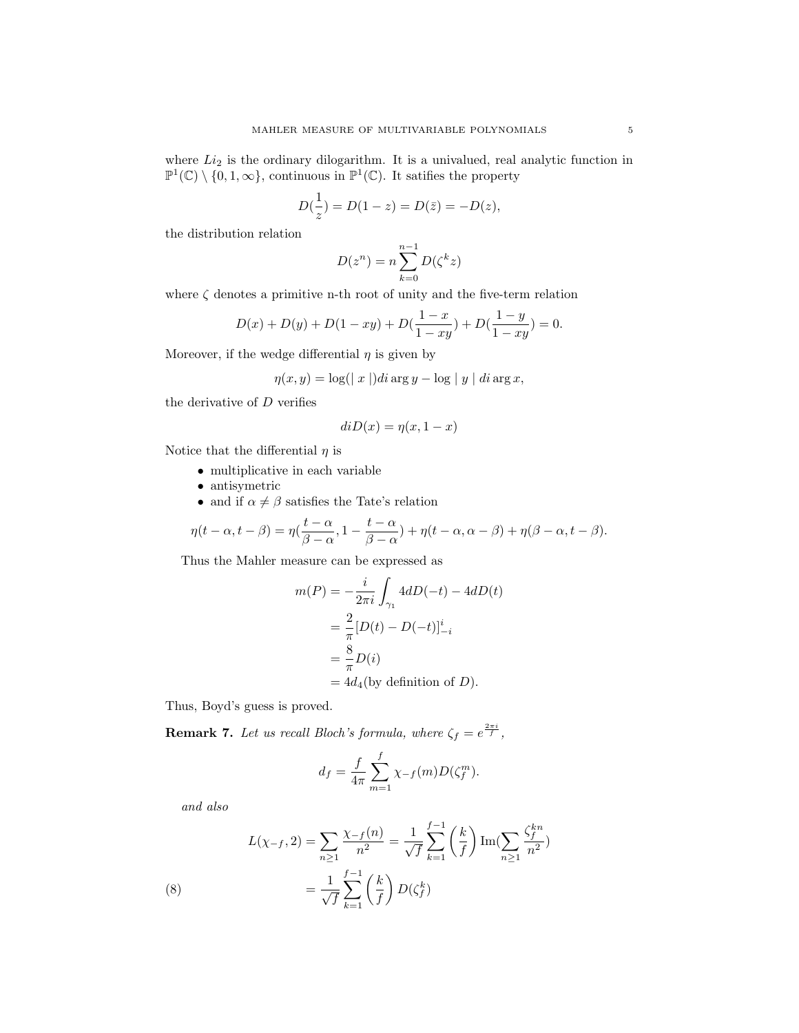where $Li_2$ is the ordinary dilogarithm. It is a univalued, real analytic function in $\mathbb{P}^1(\mathbb{C}) \setminus \{0, 1, \infty\}$, continuous in $\mathbb{P}^1(\mathbb{C})$. It satifies the property

$$D(\frac{1}{z}) = D(1-z) = D(\bar{z}) = -D(z),$$

the distribution relation

$$D(z^n) = n \sum_{k=0}^{n-1} D(\zeta^k z)$$

where $\zeta$ denotes a primitive n-th root of unity and the five-term relation

$$D(x) + D(y) + D(1-xy) + D(\frac{1-x}{1-xy}) + D(\frac{1-y}{1-xy}) = 0.$$

Moreover, if the wedge differential $\eta$ is given by

$$\eta(x, y) = \log(\mid x \mid) di \arg y - \log \mid y \mid di \arg x,$$

the derivative of $D$ verifies

$$diD(x) = \eta(x, 1-x)$$

Notice that the differential $\eta$ is

- multiplicative in each variable
- antisymetric
- and if $\alpha \neq \beta$ satisfies the Tate's relation

$$\eta(t-\alpha, t-\beta) = \eta(\frac{t-\alpha}{\beta-\alpha}, 1 - \frac{t-\alpha}{\beta-\alpha}) + \eta(t-\alpha, \alpha-\beta) + \eta(\beta-\alpha, t-\beta).$$

Thus the Mahler measure can be expressed as

$$\begin{aligned}
m(P) &= -\frac{i}{2\pi i} \int_{\gamma_1} 4dD(-t) - 4dD(t) \\
&= \frac{2}{\pi} [D(t) - D(-t)]_{-i}^{i} \\
&= \frac{8}{\pi} D(i) \\
&= 4d_4 (\text{by definition of } D).
\end{aligned}$$

Thus, Boyd's guess is proved.

**Remark 7.** *Let us recall Bloch's formula, where* $\zeta_f = e^{\frac{2\pi i}{f}}$,

$$d_f = \frac{f}{4\pi} \sum_{m=1}^{f} \chi_{-f}(m) D(\zeta_f^m).$$

*and also*

$$\begin{aligned}
L(\chi_{-f}, 2) &= \sum_{n \geq 1} \frac{\chi_{-f}(n)}{n^2} = \frac{1}{\sqrt{f}} \sum_{k=1}^{f-1} \left(\frac{k}{f}\right) \operatorname{Im}(\sum_{n\geq 1} \frac{\zeta_f^{kn}}{n^2}) \\
&= \frac{1}{\sqrt{f}} \sum_{k=1}^{f-1} \left(\frac{k}{f}\right) D(\zeta_f^k) \qquad (8)
\end{aligned}$$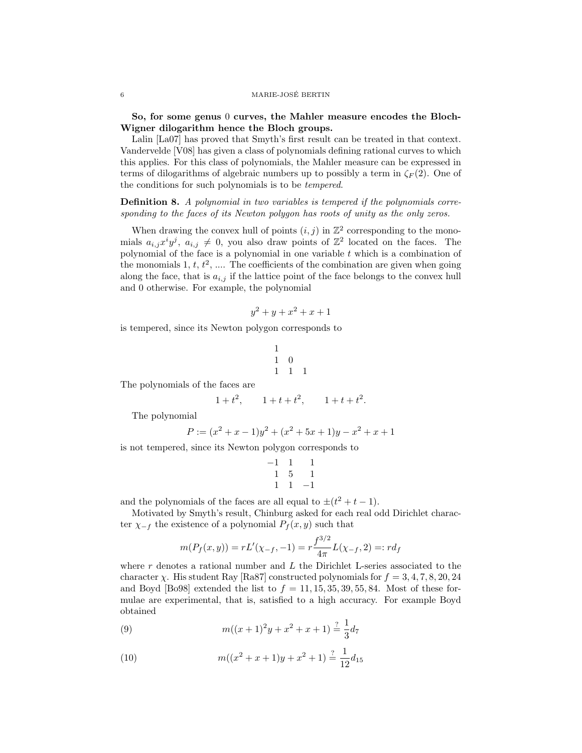**So, for some genus 0 curves, the Mahler measure encodes the Bloch-Wigner dilogarithm hence the Bloch groups.**

Lalin [La07] has proved that Smyth's first result can be treated in that context. Vandervelde [V08] has given a class of polynomials defining rational curves to which this applies. For this class of polynomials, the Mahler measure can be expressed in terms of dilogarithms of algebraic numbers up to possibly a term in $\zeta_F(2)$. One of the conditions for such polynomials is to be *tempered*.

**Definition 8.** *A polynomial in two variables is tempered if the polynomials corresponding to the faces of its Newton polygon has roots of unity as the only zeros.*

When drawing the convex hull of points $(i,j)$ in $\mathbb{Z}^2$ corresponding to the monomials $a_{i,j}x^iy^j$, $a_{i,j} \neq 0$, you also draw points of $\mathbb{Z}^2$ located on the faces. The polynomial of the face is a polynomial in one variable $t$ which is a combination of the monomials $1$, $t$, $t^2$, .... The coefficients of the combination are given when going along the face, that is $a_{i,j}$ if the lattice point of the face belongs to the convex hull and 0 otherwise. For example, the polynomial

$$y^2 + y + x^2 + x + 1$$

is tempered, since its Newton polygon corresponds to

$$\begin{array}{ccc} 1 & & \\ 1 & 0 & \\ 1 & 1 & 1 \end{array}$$

The polynomials of the faces are

$$1 + t^2, \qquad 1 + t + t^2, \qquad 1 + t + t^2.$$

The polynomial

$$P := (x^2 + x - 1)y^2 + (x^2 + 5x + 1)y - x^2 + x + 1$$

is not tempered, since its Newton polygon corresponds to

$$\begin{array}{ccc} -1 & 1 & 1 \\ 1 & 5 & 1 \\ 1 & 1 & -1 \end{array}$$

and the polynomials of the faces are all equal to $\pm(t^2 + t - 1)$.

Motivated by Smyth's result, Chinburg asked for each real odd Dirichlet character $\chi_{-f}$ the existence of a polynomial $P_f(x,y)$ such that

$$m(P_f(x,y)) = rL'(\chi_{-f}, -1) = r\frac{f^{3/2}}{4\pi}L(\chi_{-f}, 2) =: rd_f$$

where $r$ denotes a rational number and $L$ the Dirichlet L-series associated to the character $\chi$. His student Ray [Ra87] constructed polynomials for $f = 3, 4, 7, 8, 20, 24$ and Boyd [Bo98] extended the list to $f = 11, 15, 35, 39, 55, 84$. Most of these formulae are experimental, that is, satisfied to a high accuracy. For example Boyd obtained

$$m((x+1)^2y + x^2 + x + 1) \stackrel{?}{=} \frac{1}{3}d_7 \tag{9}$$

$$m((x^2 + x + 1)y + x^2 + 1) \stackrel{?}{=} \frac{1}{12}d_{15} \tag{10}$$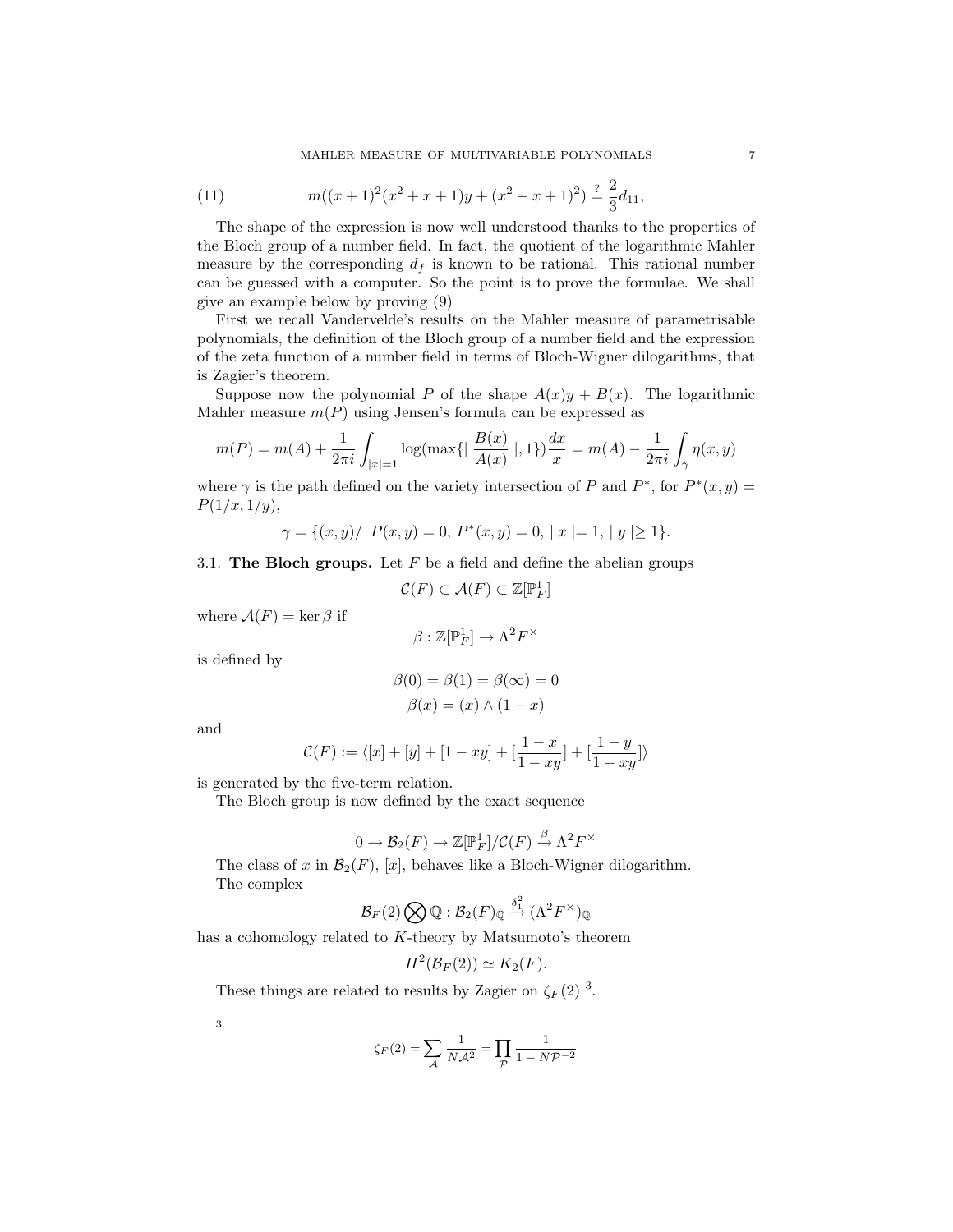$$
(11) \qquad m((x+1)^2(x^2+x+1)y + (x^2-x+1)^2) \stackrel{?}{=} \frac{2}{3}d_{11},
$$

The shape of the expression is now well understood thanks to the properties of the Bloch group of a number field. In fact, the quotient of the logarithmic Mahler measure by the corresponding $d_f$ is known to be rational. This rational number can be guessed with a computer. So the point is to prove the formulae. We shall give an example below by proving (9)

First we recall Vandervelde's results on the Mahler measure of parametrisable polynomials, the definition of the Bloch group of a number field and the expression of the zeta function of a number field in terms of Bloch-Wigner dilogarithms, that is Zagier's theorem.

Suppose now the polynomial $P$ of the shape $A(x)y + B(x)$. The logarithmic Mahler measure $m(P)$ using Jensen's formula can be expressed as

$$
m(P) = m(A) + \frac{1}{2\pi i}\int_{|x|=1} \log(\max\{|\frac{B(x)}{A(x)}|, 1\})\frac{dx}{x} = m(A) - \frac{1}{2\pi i}\int_{\gamma} \eta(x,y)
$$

where $\gamma$ is the path defined on the variety intersection of $P$ and $P^*$, for $P^*(x,y) = P(1/x, 1/y)$,

$$
\gamma = \{(x,y) / \ P(x,y) = 0, \, P^*(x,y) = 0, \, |\, x \,| = 1, \, |\, y \,| \geq 1\}.
$$

### 3.1. The Bloch groups.

Let $F$ be a field and define the abelian groups

$$
\mathcal{C}(F) \subset \mathcal{A}(F) \subset \mathbb{Z}[\mathbb{P}^1_F]
$$

where $\mathcal{A}(F) = \ker \beta$ if

$$
\beta : \mathbb{Z}[\mathbb{P}^1_F] \to \Lambda^2 F^\times
$$

is defined by

$$
\beta(0) = \beta(1) = \beta(\infty) = 0
$$

$$
\beta(x) = (x) \wedge (1-x)
$$

and

$$
\mathcal{C}(F) := \langle [x] + [y] + [1-xy] + [\frac{1-x}{1-xy}] + [\frac{1-y}{1-xy}] \rangle
$$

is generated by the five-term relation.

The Bloch group is now defined by the exact sequence

$$
0 \to \mathcal{B}_2(F) \to \mathbb{Z}[\mathbb{P}^1_F]/\mathcal{C}(F) \stackrel{\beta}{\to} \Lambda^2 F^\times
$$

The class of $x$ in $\mathcal{B}_2(F)$, $[x]$, behaves like a Bloch-Wigner dilogarithm.

The complex

$$
\mathcal{B}_F(2) \bigotimes \mathbb{Q} : \mathcal{B}_2(F)_\mathbb{Q} \stackrel{\delta_1^2}{\to} (\Lambda^2 F^\times)_\mathbb{Q}
$$

has a cohomology related to $K$-theory by Matsumoto's theorem

$$
H^2(\mathcal{B}_F(2)) \simeq K_2(F).
$$

These things are related to results by Zagier on $\zeta_F(2)$ [3].

---

[3]

$$
\zeta_F(2) = \sum_{\mathcal{A}} \frac{1}{N\mathcal{A}^2} = \prod_{\mathcal{P}} \frac{1}{1 - N\mathcal{P}^{-2}}
$$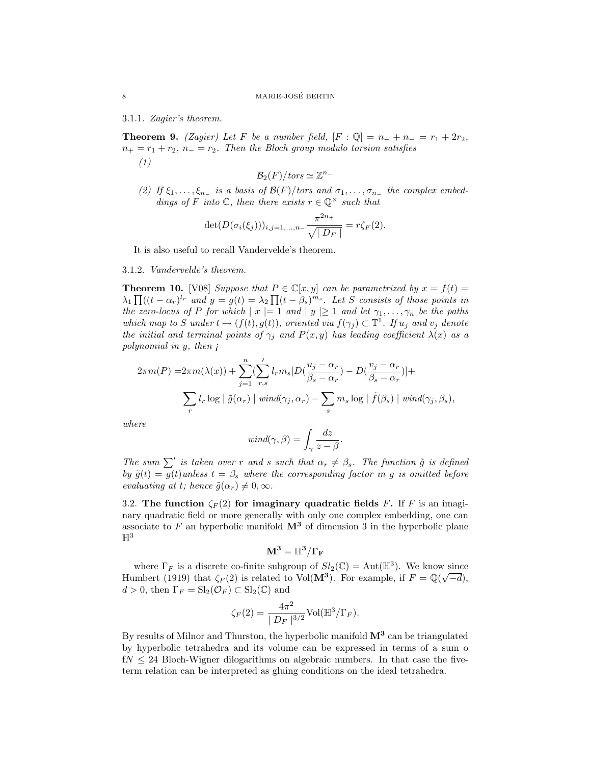#### 3.1.1. *Zagier's theorem.*

**Theorem 9.** *(Zagier) Let $F$ be a number field, $[F:\mathbb{Q}] = n_+ + n_- = r_1 + 2r_2$, $n_+ = r_1 + r_2$, $n_- = r_2$. Then the Bloch group modulo torsion satisfies*

*(1)*

$$\mathcal{B}_2(F)/tors \simeq \mathbb{Z}^{n_-}$$

*(2) If $\xi_1, \ldots, \xi_{n_-}$ is a basis of $\mathcal{B}(F)/tors$ and $\sigma_1, \ldots, \sigma_{n_-}$ the complex embeddings of $F$ into $\mathbb{C}$, then there exists $r \in \mathbb{Q}^\times$ such that*

$$\det(D(\sigma_i(\xi_j)))_{i,j=1,\ldots,n_-} \frac{\pi^{2n_+}}{\sqrt{\mid D_F \mid}} = r\zeta_F(2).$$

It is also useful to recall Vandervelde's theorem.

#### 3.1.2. *Vandervelde's theorem.*

**Theorem 10.** [V08] *Suppose that $P \in \mathbb{C}[x,y]$ can be parametrized by $x = f(t) = \lambda_1 \prod((t-\alpha_r)^{l_r}$ and $y = g(t) = \lambda_2 \prod(t-\beta_s)^{m_s}$. Let $S$ consists of those points in the zero-locus of $P$ for which $\mid x \mid = 1$ and $\mid y \mid \geq 1$ and let $\gamma_1, \ldots, \gamma_n$ be the paths which map to $S$ under $t \mapsto (f(t), g(t))$, oriented via $f(\gamma_j) \subset \mathbb{T}^1$. If $u_j$ and $v_j$ denote the initial and terminal points of $\gamma_j$ and $P(x,y)$ has leading coefficient $\lambda(x)$ as a polynomial in $y$, then ¡*

$$\begin{aligned} 2\pi m(P) =& 2\pi m(\lambda(x)) + \sum_{j=1}^{n} (\sum_{r,s}{}' l_r m_s [D(\frac{u_j - \alpha_r}{\beta_s - \alpha_r}) - D(\frac{v_j - \alpha_r}{\beta_s - \alpha_r})] + \\ & \sum_r l_r \log \mid \tilde{g}(\alpha_r) \mid wind(\gamma_j, \alpha_r) - \sum_s m_s \log \mid \tilde{f}(\beta_s) \mid wind(\gamma_j, \beta_s), \end{aligned}$$

*where*

$$wind(\gamma, \beta) = \int_\gamma \frac{dz}{z - \beta}.$$

*The sum $\sum'$ is taken over $r$ and $s$ such that $\alpha_r \neq \beta_s$. The function $\tilde{g}$ is defined by $\tilde{g}(t) = g(t)$unless $t = \beta_s$ where the corresponding factor in $g$ is omitted before evaluating at $t$; hence $\tilde{g}(\alpha_r) \neq 0, \infty$.*

### 3.2. The function $\zeta_F(2)$ for imaginary quadratic fields $F$.

If $F$ is an imaginary quadratic field or more generally with only one complex embedding, one can associate to $F$ an hyperbolic manifold $\mathbf{M^3}$ of dimension 3 in the hyperbolic plane $\mathbb{H}^3$

$$\mathbf{M^3} = \mathbb{H}^\mathbf{3}/\mathbf{\Gamma_F}$$

where $\Gamma_F$ is a discrete co-finite subgroup of $Sl_2(\mathbb{C}) = \mathrm{Aut}(\mathbb{H}^3)$. We know since Humbert (1919) that $\zeta_F(2)$ is related to $\mathrm{Vol}(\mathbf{M^3})$. For example, if $F = \mathbb{Q}(\sqrt{-d})$, $d > 0$, then $\Gamma_F = \mathrm{Sl}_2(\mathcal{O}_F) \subset \mathrm{Sl}_2(\mathbb{C})$ and

$$\zeta_F(2) = \frac{4\pi^2}{\mid D_F \mid^{3/2}} \mathrm{Vol}(\mathbb{H}^3/\Gamma_F).$$

By results of Milnor and Thurston, the hyperbolic manifold $\mathbf{M^3}$ can be triangulated by hyperbolic tetrahedra and its volume can be expressed in terms of a sum o f$N \leq 24$ Bloch-Wigner dilogarithms on algebraic numbers. In that case the five-term relation can be interpreted as gluing conditions on the ideal tetrahedra.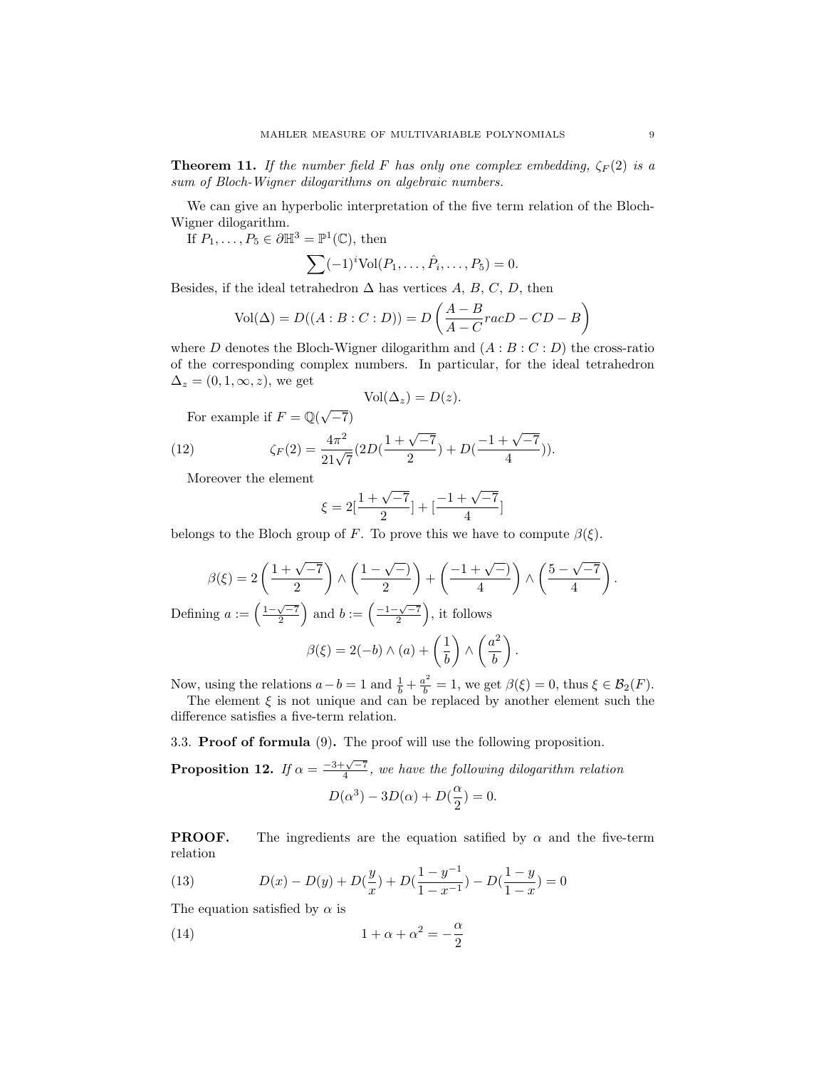**Theorem 11.** *If the number field $F$ has only one complex embedding, $\zeta_F(2)$ is a sum of Bloch-Wigner dilogarithms on algebraic numbers.*

We can give an hyperbolic interpretation of the five term relation of the Bloch-Wigner dilogarithm.

If $P_1, \ldots, P_5 \in \partial\mathbb{H}^3 = \mathbb{P}^1(\mathbb{C})$, then

$$\sum (-1)^i \mathrm{Vol}(P_1, \ldots, \hat{P}_i, \ldots, P_5) = 0.$$

Besides, if the ideal tetrahedron $\Delta$ has vertices $A$, $B$, $C$, $D$, then

$$\mathrm{Vol}(\Delta) = D((A : B : C : D)) = D\left(\frac{A-B}{A-C} racD - CD - B\right)$$

where $D$ denotes the Bloch-Wigner dilogarithm and $(A : B : C : D)$ the cross-ratio of the corresponding complex numbers. In particular, for the ideal tetrahedron $\Delta_z = (0, 1, \infty, z)$, we get

$$\mathrm{Vol}(\Delta_z) = D(z).$$

For example if $F = \mathbb{Q}(\sqrt{-7})$

$$\zeta_F(2) = \frac{4\pi^2}{21\sqrt{7}}(2D(\frac{1+\sqrt{-7}}{2}) + D(\frac{-1+\sqrt{-7}}{4})). \tag{12}$$

Moreover the element

$$\xi = 2[\frac{1+\sqrt{-7}}{2}] + [\frac{-1+\sqrt{-7}}{4}]$$

belongs to the Bloch group of $F$. To prove this we have to compute $\beta(\xi)$.

$$\beta(\xi) = 2\left(\frac{1+\sqrt{-7}}{2}\right) \wedge \left(\frac{1-\sqrt{-}}{2}\right) + \left(\frac{-1+\sqrt{-}}{4}\right) \wedge \left(\frac{5-\sqrt{-7}}{4}\right).$$

Defining $a := \left(\frac{1-\sqrt{-7}}{2}\right)$ and $b := \left(\frac{-1-\sqrt{-7}}{2}\right)$, it follows

$$\beta(\xi) = 2(-b) \wedge (a) + \left(\frac{1}{b}\right) \wedge \left(\frac{a^2}{b}\right).$$

Now, using the relations $a - b = 1$ and $\frac{1}{b} + \frac{a^2}{b} = 1$, we get $\beta(\xi) = 0$, thus $\xi \in \mathcal{B}_2(F)$.

The element $\xi$ is not unique and can be replaced by another element such the difference satisfies a five-term relation.

### 3.3. Proof of formula (9).

The proof will use the following proposition.

**Proposition 12.** *If $\alpha = \frac{-3+\sqrt{-7}}{4}$, we have the following dilogarithm relation*

$$D(\alpha^3) - 3D(\alpha) + D(\frac{\alpha}{2}) = 0.$$

**PROOF.** The ingredients are the equation satified by $\alpha$ and the five-term relation

$$D(x) - D(y) + D(\frac{y}{x}) + D(\frac{1-y^{-1}}{1-x^{-1}}) - D(\frac{1-y}{1-x}) = 0 \tag{13}$$

The equation satisfied by $\alpha$ is

$$1 + \alpha + \alpha^2 = -\frac{\alpha}{2} \tag{14}$$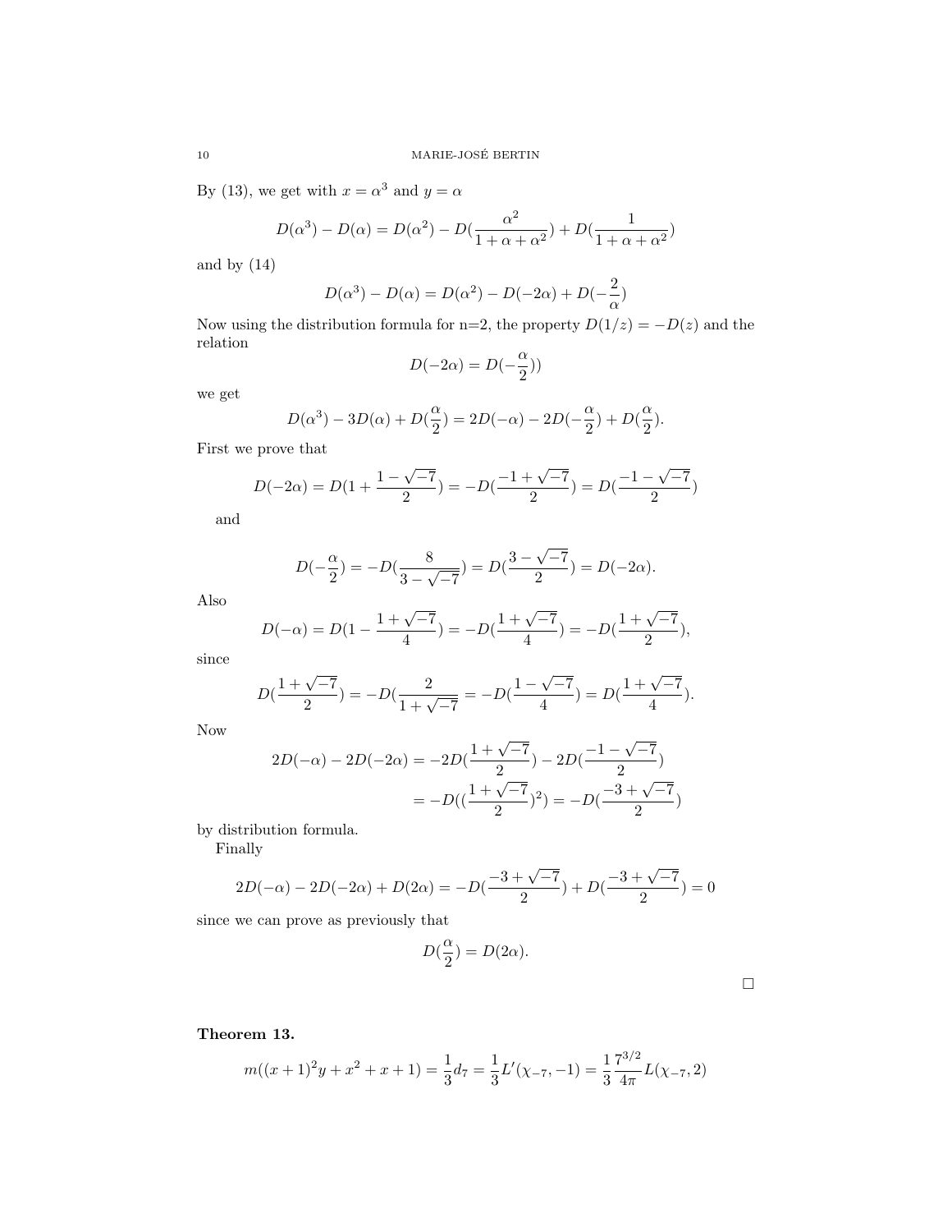By (13), we get with $x = \alpha^3$ and $y = \alpha$

$$D(\alpha^3) - D(\alpha) = D(\alpha^2) - D(\frac{\alpha^2}{1+\alpha+\alpha^2}) + D(\frac{1}{1+\alpha+\alpha^2})$$

and by (14)

$$D(\alpha^3) - D(\alpha) = D(\alpha^2) - D(-2\alpha) + D(-\frac{2}{\alpha})$$

Now using the distribution formula for n=2, the property $D(1/z) = -D(z)$ and the relation

$$D(-2\alpha) = D(-\frac{\alpha}{2}))$$

we get

$$D(\alpha^3) - 3D(\alpha) + D(\frac{\alpha}{2}) = 2D(-\alpha) - 2D(-\frac{\alpha}{2}) + D(\frac{\alpha}{2}).$$

First we prove that

$$D(-2\alpha) = D(1 + \frac{1-\sqrt{-7}}{2}) = -D(\frac{-1+\sqrt{-7}}{2}) = D(\frac{-1-\sqrt{-7}}{2})$$

and

$$D(-\frac{\alpha}{2}) = -D(\frac{8}{3-\sqrt{-7}}) = D(\frac{3-\sqrt{-7}}{2}) = D(-2\alpha).$$

Also

$$D(-\alpha) = D(1 - \frac{1+\sqrt{-7}}{4}) = -D(\frac{1+\sqrt{-7}}{4}) = -D(\frac{1+\sqrt{-7}}{2}),$$

since

$$D(\frac{1+\sqrt{-7}}{2}) = -D(\frac{2}{1+\sqrt{-7}} = -D(\frac{1-\sqrt{-7}}{4}) = D(\frac{1+\sqrt{-7}}{4}).$$

Now

$$\begin{aligned}2D(-\alpha) - 2D(-2\alpha) &= -2D(\frac{1+\sqrt{-7}}{2}) - 2D(\frac{-1-\sqrt{-7}}{2}) \\ &= -D((\frac{1+\sqrt{-7}}{2})^2) = -D(\frac{-3+\sqrt{-7}}{2})\end{aligned}$$

by distribution formula.

Finally

$$2D(-\alpha) - 2D(-2\alpha) + D(2\alpha) = -D(\frac{-3+\sqrt{-7}}{2}) + D(\frac{-3+\sqrt{-7}}{2}) = 0$$

since we can prove as previously that

$$D(\frac{\alpha}{2}) = D(2\alpha).$$

□

**Theorem 13.**

$$m((x+1)^2y + x^2 + x + 1) = \frac{1}{3}d_7 = \frac{1}{3}L'(\chi_{-7}, -1) = \frac{1}{3}\frac{7^{3/2}}{4\pi}L(\chi_{-7}, 2)$$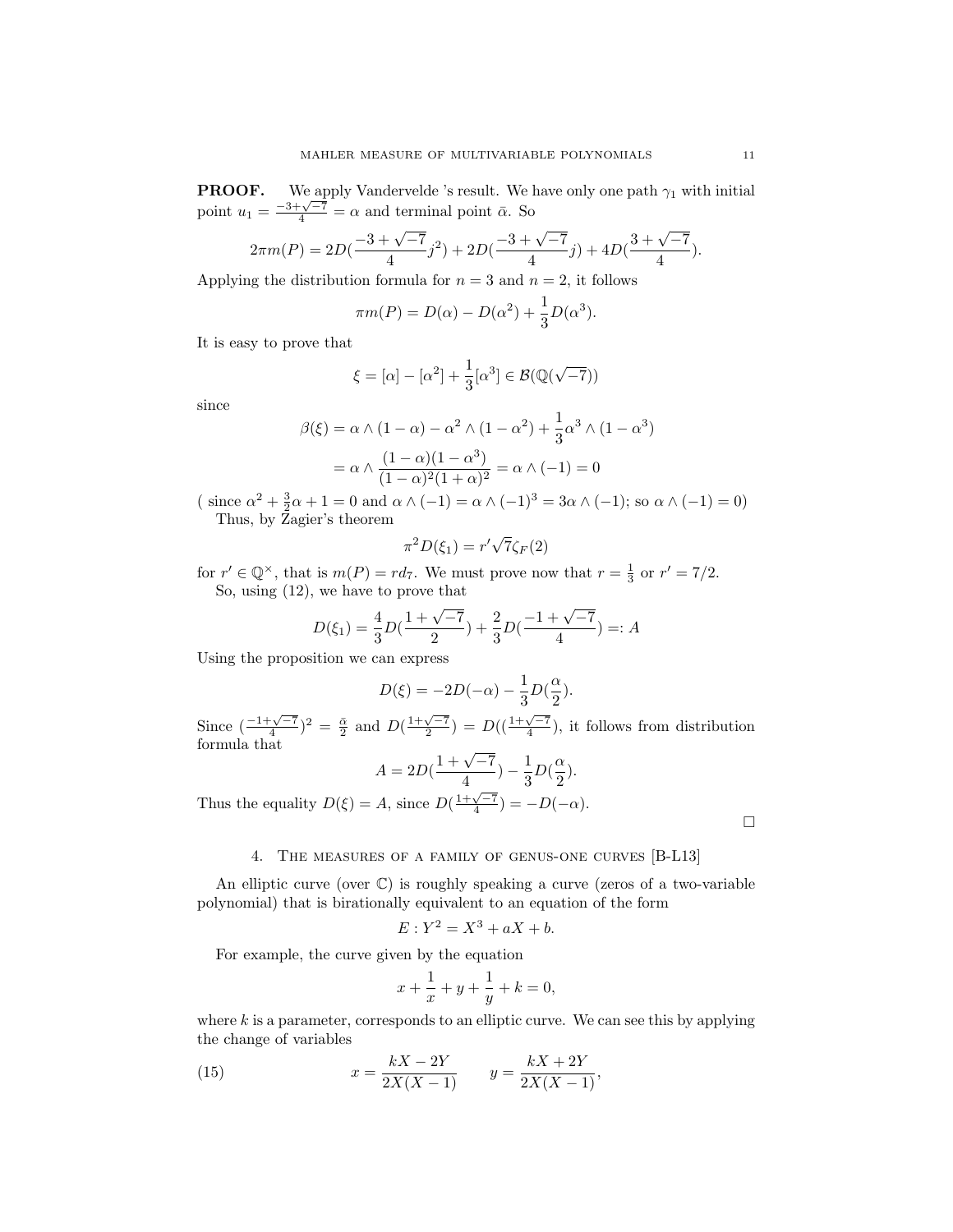**PROOF.** We apply Vandervelde 's result. We have only one path $\gamma_1$ with initial point $u_1 = \frac{-3+\sqrt{-7}}{4} = \alpha$ and terminal point $\bar{\alpha}$. So

$$2\pi m(P) = 2D(\frac{-3+\sqrt{-7}}{4}j^2) + 2D(\frac{-3+\sqrt{-7}}{4}j) + 4D(\frac{3+\sqrt{-7}}{4}).$$

Applying the distribution formula for $n = 3$ and $n = 2$, it follows

$$\pi m(P) = D(\alpha) - D(\alpha^2) + \frac{1}{3}D(\alpha^3).$$

It is easy to prove that

$$\xi = [\alpha] - [\alpha^2] + \frac{1}{3}[\alpha^3] \in \mathcal{B}(\mathbb{Q}(\sqrt{-7}))$$

since

$$\beta(\xi) = \alpha \wedge (1-\alpha) - \alpha^2 \wedge (1-\alpha^2) + \frac{1}{3}\alpha^3 \wedge (1-\alpha^3)$$

$$= \alpha \wedge \frac{(1-\alpha)(1-\alpha^3)}{(1-\alpha)^2(1+\alpha)^2} = \alpha \wedge (-1) = 0$$

( since $\alpha^2 + \frac{3}{2}\alpha + 1 = 0$ and $\alpha \wedge (-1) = \alpha \wedge (-1)^3 = 3\alpha \wedge (-1)$; so $\alpha \wedge (-1) = 0$)

Thus, by Zagier's theorem

$$\pi^2 D(\xi_1) = r'\sqrt{7}\zeta_F(2)$$

for $r' \in \mathbb{Q}^\times$, that is $m(P) = rd_7$. We must prove now that $r = \frac{1}{3}$ or $r' = 7/2$.

So, using (12), we have to prove that

$$D(\xi_1) = \frac{4}{3}D(\frac{1+\sqrt{-7}}{2}) + \frac{2}{3}D(\frac{-1+\sqrt{-7}}{4}) =: A$$

Using the proposition we can express

$$D(\xi) = -2D(-\alpha) - \frac{1}{3}D(\frac{\alpha}{2}).$$

Since $(\frac{-1+\sqrt{-7}}{4})^2 = \frac{\bar{\alpha}}{2}$ and $D(\frac{1+\sqrt{-7}}{2}) = D((\frac{1+\sqrt{-7}}{4})$, it follows from distribution formula that

$$A = 2D(\frac{1+\sqrt{-7}}{4}) - \frac{1}{3}D(\frac{\alpha}{2}).$$

Thus the equality $D(\xi) = A$, since $D(\frac{1+\sqrt{-7}}{4}) = -D(-\alpha)$.

□

## 4. The measures of a family of genus-one curves [B-L13]

An elliptic curve (over $\mathbb{C}$) is roughly speaking a curve (zeros of a two-variable polynomial) that is birationally equivalent to an equation of the form

$$E : Y^2 = X^3 + aX + b.$$

For example, the curve given by the equation

$$x + \frac{1}{x} + y + \frac{1}{y} + k = 0,$$

where $k$ is a parameter, corresponds to an elliptic curve. We can see this by applying the change of variables

$$x = \frac{kX - 2Y}{2X(X-1)} \qquad y = \frac{kX + 2Y}{2X(X-1)}, \tag{15}$$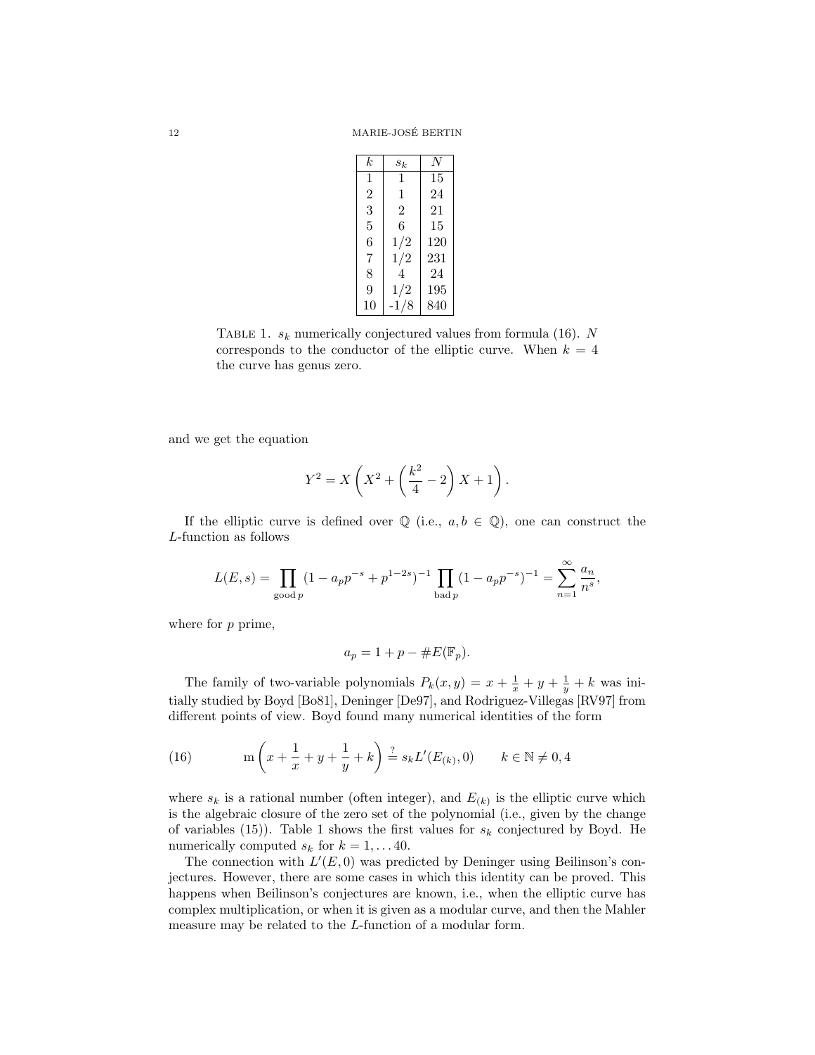| $k$ | $s_k$ | $N$ |
|---|---|---|
| 1 | 1 | 15 |
| 2 | 1 | 24 |
| 3 | 2 | 21 |
| 5 | 6 | 15 |
| 6 | 1/2 | 120 |
| 7 | 1/2 | 231 |
| 8 | 4 | 24 |
| 9 | 1/2 | 195 |
| 10 | -1/8 | 840 |

TABLE 1. $s_k$ numerically conjectured values from formula (16). $N$ corresponds to the conductor of the elliptic curve. When $k = 4$ the curve has genus zero.

and we get the equation

$$Y^2 = X\left(X^2 + \left(\frac{k^2}{4} - 2\right)X + 1\right).$$

If the elliptic curve is defined over $\mathbb{Q}$ (i.e., $a, b \in \mathbb{Q}$), one can construct the $L$-function as follows

$$L(E, s) = \prod_{\text{good } p} (1 - a_p p^{-s} + p^{1-2s})^{-1} \prod_{\text{bad } p} (1 - a_p p^{-s})^{-1} = \sum_{n=1}^{\infty} \frac{a_n}{n^s},$$

where for $p$ prime,

$$a_p = 1 + p - \#E(\mathbb{F}_p).$$

The family of two-variable polynomials $P_k(x, y) = x + \frac{1}{x} + y + \frac{1}{y} + k$ was initially studied by Boyd [Bo81], Deninger [De97], and Rodriguez-Villegas [RV97] from different points of view. Boyd found many numerical identities of the form

$$\mathrm{m}\left(x + \frac{1}{x} + y + \frac{1}{y} + k\right) \stackrel{?}{=} s_k L'(E_{(k)}, 0) \qquad k \in \mathbb{N} \neq 0, 4 \tag{16}$$

where $s_k$ is a rational number (often integer), and $E_{(k)}$ is the elliptic curve which is the algebraic closure of the zero set of the polynomial (i.e., given by the change of variables (15)). Table 1 shows the first values for $s_k$ conjectured by Boyd. He numerically computed $s_k$ for $k = 1, \ldots 40$.

The connection with $L'(E, 0)$ was predicted by Deninger using Beilinson's conjectures. However, there are some cases in which this identity can be proved. This happens when Beilinson's conjectures are known, i.e., when the elliptic curve has complex multiplication, or when it is given as a modular curve, and then the Mahler measure may be related to the $L$-function of a modular form.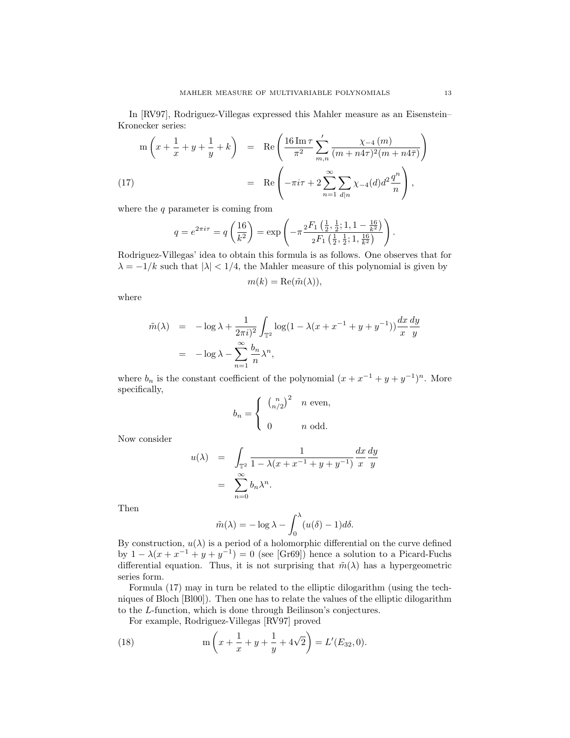In [RV97], Rodriguez-Villegas expressed this Mahler measure as an Eisenstein–Kronecker series:

$$
\begin{aligned}
\mathrm{m}\left(x+\frac{1}{x}+y+\frac{1}{y}+k\right) &= \mathrm{Re}\left(\frac{16\,\mathrm{Im}\,\tau}{\pi^2}\sideset{}{'}\sum_{m,n}\frac{\chi_{-4}(m)}{(m+n4\tau)^2(m+n4\bar{\tau})}\right) \\
&= \mathrm{Re}\left(-\pi i\tau+2\sum_{n=1}^{\infty}\sum_{d|n}\chi_{-4}(d)d^2\frac{q^n}{n}\right), \qquad (17)
\end{aligned}
$$

where the $q$ parameter is coming from

$$
q=e^{2\pi i\tau}=q\left(\frac{16}{k^2}\right)=\exp\left(-\pi\frac{{}_2F_1\left(\frac{1}{2},\frac{1}{2};1,1-\frac{16}{k^2}\right)}{{}_2F_1\left(\frac{1}{2},\frac{1}{2};1,\frac{16}{k^2}\right)}\right).
$$

Rodriguez-Villegas' idea to obtain this formula is as follows. One observes that for $\lambda=-1/k$ such that $|\lambda|<1/4$, the Mahler measure of this polynomial is given by

$$
m(k)=\mathrm{Re}(\tilde{m}(\lambda)),
$$

where

$$
\begin{aligned}
\tilde{m}(\lambda) &= -\log\lambda+\frac{1}{(2\pi i)^2}\int_{\mathbb{T}^2}\log(1-\lambda(x+x^{-1}+y+y^{-1}))\frac{dx}{x}\frac{dy}{y} \\
&= -\log\lambda-\sum_{n=1}^{\infty}\frac{b_n}{n}\lambda^n,
\end{aligned}
$$

where $b_n$ is the constant coefficient of the polynomial $(x+x^{-1}+y+y^{-1})^n$. More specifically,

$$
b_n=\begin{cases}\binom{n}{n/2}^2 & n \text{ even,}\\[2ex] 0 & n \text{ odd.}\end{cases}
$$

Now consider

$$
\begin{aligned}
u(\lambda) &= \int_{\mathbb{T}^2}\frac{1}{1-\lambda(x+x^{-1}+y+y^{-1})}\frac{dx}{x}\frac{dy}{y} \\
&= \sum_{n=0}^{\infty}b_n\lambda^n.
\end{aligned}
$$

Then

$$
\tilde{m}(\lambda)=-\log\lambda-\int_0^{\lambda}(u(\delta)-1)d\delta.
$$

By construction, $u(\lambda)$ is a period of a holomorphic differential on the curve defined by $1-\lambda(x+x^{-1}+y+y^{-1})=0$ (see [Gr69]) hence a solution to a Picard-Fuchs differential equation. Thus, it is not surprising that $\tilde{m}(\lambda)$ has a hypergeometric series form.

Formula (17) may in turn be related to the elliptic dilogarithm (using the techniques of Bloch [Bl00]). Then one has to relate the values of the elliptic dilogarithm to the $L$-function, which is done through Beilinson's conjectures.

For example, Rodriguez-Villegas [RV97] proved

$$
\mathrm{m}\left(x+\frac{1}{x}+y+\frac{1}{y}+4\sqrt{2}\right)=L'(E_{32},0). \qquad (18)
$$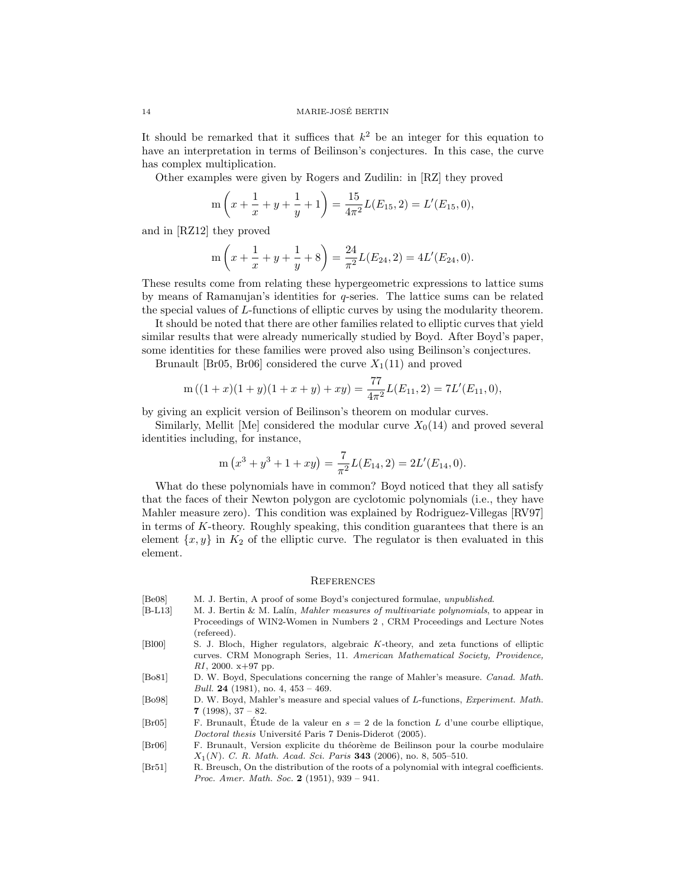It should be remarked that it suffices that $k^2$ be an integer for this equation to have an interpretation in terms of Beilinson's conjectures. In this case, the curve has complex multiplication.

Other examples were given by Rogers and Zudilin: in [RZ] they proved

$$\mathrm{m}\left(x + \frac{1}{x} + y + \frac{1}{y} + 1\right) = \frac{15}{4\pi^2} L(E_{15}, 2) = L'(E_{15}, 0),$$

and in [RZ12] they proved

$$\mathrm{m}\left(x + \frac{1}{x} + y + \frac{1}{y} + 8\right) = \frac{24}{\pi^2} L(E_{24}, 2) = 4L'(E_{24}, 0).$$

These results come from relating these hypergeometric expressions to lattice sums by means of Ramanujan's identities for $q$-series. The lattice sums can be related the special values of $L$-functions of elliptic curves by using the modularity theorem.

It should be noted that there are other families related to elliptic curves that yield similar results that were already numerically studied by Boyd. After Boyd's paper, some identities for these families were proved also using Beilinson's conjectures.

Brunault [Br05, Br06] considered the curve $X_1(11)$ and proved

$$\mathrm{m}\left((1+x)(1+y)(1+x+y) + xy\right) = \frac{77}{4\pi^2} L(E_{11}, 2) = 7L'(E_{11}, 0),$$

by giving an explicit version of Beilinson's theorem on modular curves.

Similarly, Mellit [Me] considered the modular curve $X_0(14)$ and proved several identities including, for instance,

$$\mathrm{m}\left(x^3 + y^3 + 1 + xy\right) = \frac{7}{\pi^2} L(E_{14}, 2) = 2L'(E_{14}, 0).$$

What do these polynomials have in common? Boyd noticed that they all satisfy that the faces of their Newton polygon are cyclotomic polynomials (i.e., they have Mahler measure zero). This condition was explained by Rodriguez-Villegas [RV97] in terms of $K$-theory. Roughly speaking, this condition guarantees that there is an element $\{x, y\}$ in $K_2$ of the elliptic curve. The regulator is then evaluated in this element.

## References

[Be08] M. J. Bertin, A proof of some Boyd's conjectured formulae, *unpublished*.

[B-L13] M. J. Bertin & M. Lalín, *Mahler measures of multivariate polynomials*, to appear in Proceedings of WIN2-Women in Numbers 2 , CRM Proceedings and Lecture Notes (refereed).

[Bl00] S. J. Bloch, Higher regulators, algebraic $K$-theory, and zeta functions of elliptic curves. CRM Monograph Series, 11. *American Mathematical Society, Providence, RI*, 2000. x+97 pp.

[Bo81] D. W. Boyd, Speculations concerning the range of Mahler's measure. *Canad. Math. Bull.* **24** (1981), no. 4, 453 – 469.

[Bo98] D. W. Boyd, Mahler's measure and special values of $L$-functions, *Experiment. Math.* **7** (1998), 37 – 82.

[Br05] F. Brunault, Étude de la valeur en $s = 2$ de la fonction $L$ d'une courbe elliptique, *Doctoral thesis* Université Paris 7 Denis-Diderot (2005).

[Br06] F. Brunault, Version explicite du théorème de Beilinson pour la courbe modulaire $X_1(N)$. *C. R. Math. Acad. Sci. Paris* **343** (2006), no. 8, 505–510.

[Br51] R. Breusch, On the distribution of the roots of a polynomial with integral coefficients. *Proc. Amer. Math. Soc.* **2** (1951), 939 – 941.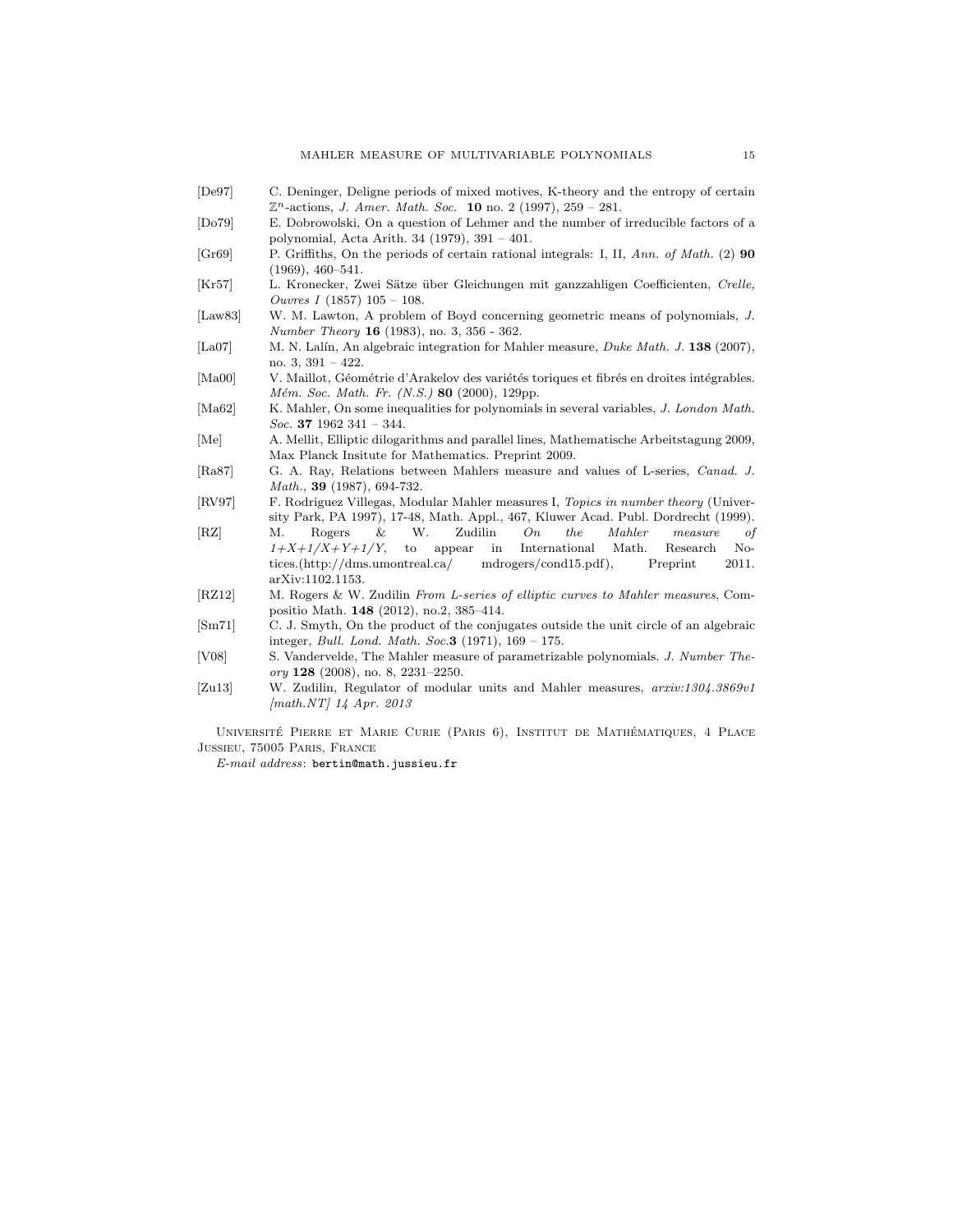[De97] C. Deninger, Deligne periods of mixed motives, K-theory and the entropy of certain $\mathbb{Z}^n$-actions, *J. Amer. Math. Soc.* **10** no. 2 (1997), 259 – 281.

[Do79] E. Dobrowolski, On a question of Lehmer and the number of irreducible factors of a polynomial, Acta Arith. 34 (1979), 391 – 401.

[Gr69] P. Griffiths, On the periods of certain rational integrals: I, II, *Ann. of Math.* (2) **90** (1969), 460–541.

[Kr57] L. Kronecker, Zwei Sätze über Gleichungen mit ganzzahligen Coefficienten, *Crelle, Ouvres I* (1857) 105 – 108.

[Law83] W. M. Lawton, A problem of Boyd concerning geometric means of polynomials, *J. Number Theory* **16** (1983), no. 3, 356 - 362.

[La07] M. N. Lalín, An algebraic integration for Mahler measure, *Duke Math. J.* **138** (2007), no. 3, 391 – 422.

[Ma00] V. Maillot, Géométrie d'Arakelov des variétés toriques et fibrés en droites intégrables. *Mém. Soc. Math. Fr. (N.S.)* **80** (2000), 129pp.

[Ma62] K. Mahler, On some inequalities for polynomials in several variables, *J. London Math. Soc.* **37** 1962 341 – 344.

[Me] A. Mellit, Elliptic dilogarithms and parallel lines, Mathematische Arbeitstagung 2009, Max Planck Insitute for Mathematics. Preprint 2009.

[Ra87] G. A. Ray, Relations between Mahlers measure and values of L-series, *Canad. J. Math.*, **39** (1987), 694-732.

[RV97] F. Rodriguez Villegas, Modular Mahler measures I, *Topics in number theory* (University Park, PA 1997), 17-48, Math. Appl., 467, Kluwer Acad. Publ. Dordrecht (1999).

[RZ] M. Rogers & W. Zudilin *On the Mahler measure of 1+X+1/X+Y+1/Y*, to appear in International Math. Research Notices.(http://dms.umontreal.ca/ mdrogers/cond15.pdf), Preprint 2011. arXiv:1102.1153.

[RZ12] M. Rogers & W. Zudilin *From L-series of elliptic curves to Mahler measures*, Compositio Math. **148** (2012), no.2, 385–414.

[Sm71] C. J. Smyth, On the product of the conjugates outside the unit circle of an algebraic integer, *Bull. Lond. Math. Soc.***3** (1971), 169 – 175.

[V08] S. Vandervelde, The Mahler measure of parametrizable polynomials. *J. Number Theory* **128** (2008), no. 8, 2231–2250.

[Zu13] W. Zudilin, Regulator of modular units and Mahler measures, *arxiv:1304.3869v1 [math.NT] 14 Apr. 2013*

Université Pierre et Marie Curie (Paris 6), Institut de Mathématiques, 4 Place Jussieu, 75005 Paris, France

*E-mail address*: bertin@math.jussieu.fr